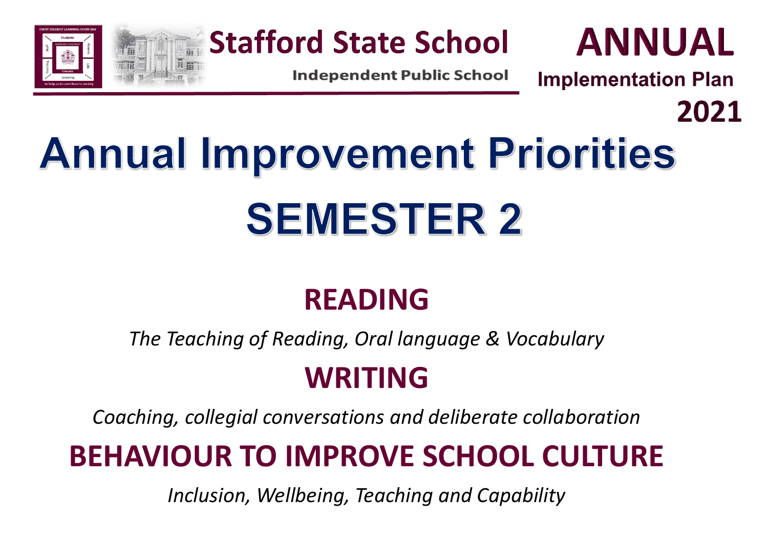**Stafford State School**

**Independent Public School**

**ANNUAL**

**Implementation Plan**

**2021**

# Annual Improvement Priorities

# SEMESTER 2

## READING

*The Teaching of Reading, Oral language & Vocabulary*

## WRITING

*Coaching, collegial conversations and deliberate collaboration*

## BEHAVIOUR TO IMPROVE SCHOOL CULTURE

*Inclusion, Wellbeing, Teaching and Capability*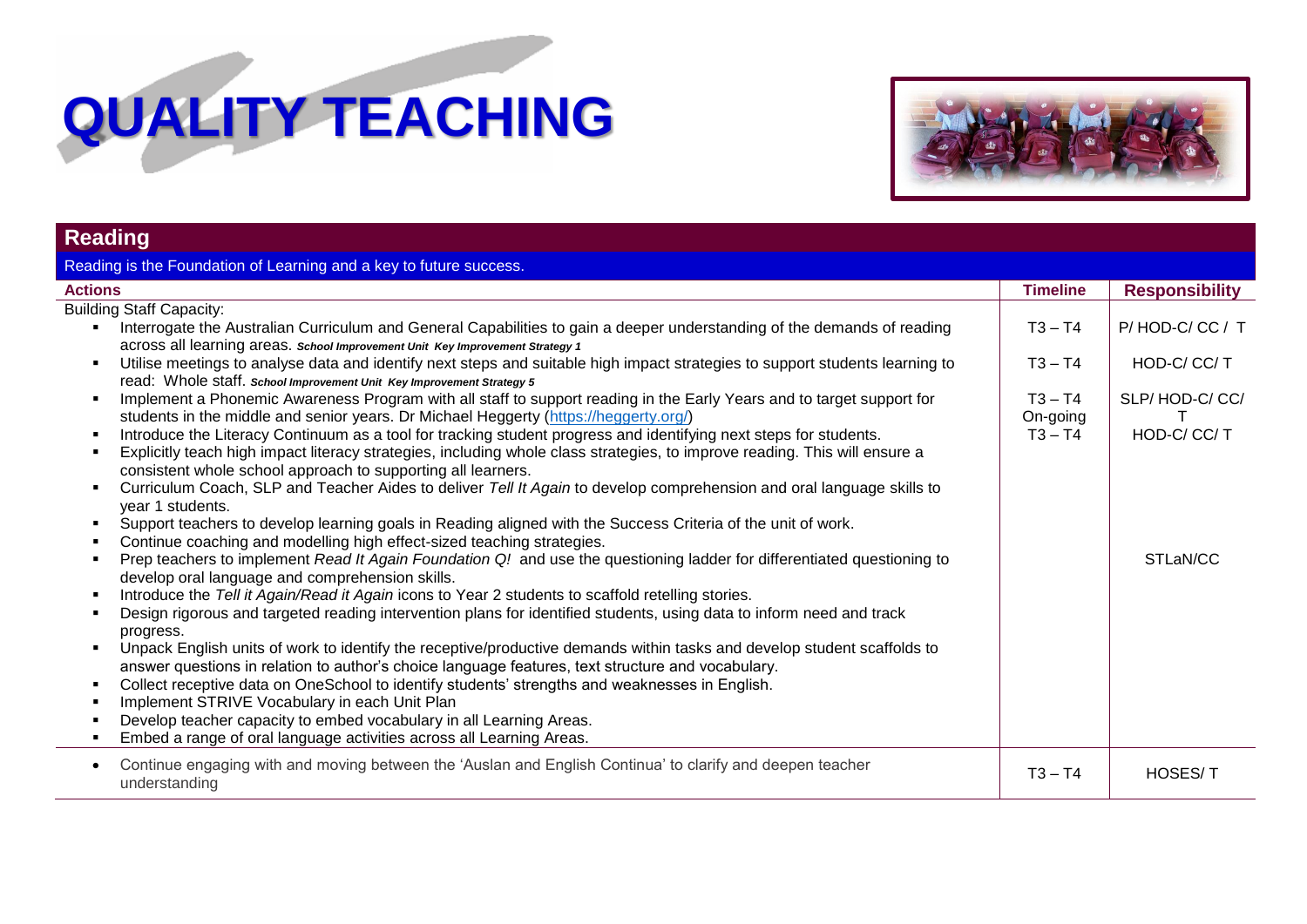# QUALITY TEACHING

## Reading

Reading is the Foundation of Learning and a key to future success.

| Actions | Timeline | Responsibility |
|---|---|---|
| Building Staff Capacity: | | |
| ▪ Interrogate the Australian Curriculum and General Capabilities to gain a deeper understanding of the demands of reading across all learning areas. ***School Improvement Unit Key Improvement Strategy 1*** | T3 – T4 | P/ HOD-C/ CC / T |
| ▪ Utilise meetings to analyse data and identify next steps and suitable high impact strategies to support students learning to read: Whole staff. ***School Improvement Unit Key Improvement Strategy 5*** | T3 – T4 | HOD-C/ CC/ T |
| ▪ Implement a Phonemic Awareness Program with all staff to support reading in the Early Years and to target support for students in the middle and senior years. Dr Michael Heggerty (https://heggerty.org/) | T3 – T4 On-going | SLP/ HOD-C/ CC/ T |
| ▪ Introduce the Literacy Continuum as a tool for tracking student progress and identifying next steps for students. | T3 – T4 | HOD-C/ CC/ T |
| ▪ Explicitly teach high impact literacy strategies, including whole class strategies, to improve reading. This will ensure a consistent whole school approach to supporting all learners. | | |
| ▪ Curriculum Coach, SLP and Teacher Aides to deliver *Tell It Again* to develop comprehension and oral language skills to year 1 students. | | |
| ▪ Support teachers to develop learning goals in Reading aligned with the Success Criteria of the unit of work. | | |
| ▪ Continue coaching and modelling high effect-sized teaching strategies. | | |
| ▪ Prep teachers to implement *Read It Again Foundation Q!* and use the questioning ladder for differentiated questioning to develop oral language and comprehension skills. | | STLaN/CC |
| ▪ Introduce the *Tell it Again/Read it Again* icons to Year 2 students to scaffold retelling stories. | | |
| ▪ Design rigorous and targeted reading intervention plans for identified students, using data to inform need and track progress. | | |
| ▪ Unpack English units of work to identify the receptive/productive demands within tasks and develop student scaffolds to answer questions in relation to author's choice language features, text structure and vocabulary. | | |
| ▪ Collect receptive data on OneSchool to identify students' strengths and weaknesses in English. | | |
| ▪ Implement STRIVE Vocabulary in each Unit Plan | | |
| ▪ Develop teacher capacity to embed vocabulary in all Learning Areas. | | |
| ▪ Embed a range of oral language activities across all Learning Areas. | | |
| • Continue engaging with and moving between the 'Auslan and English Continua' to clarify and deepen teacher understanding | T3 – T4 | HOSES/ T |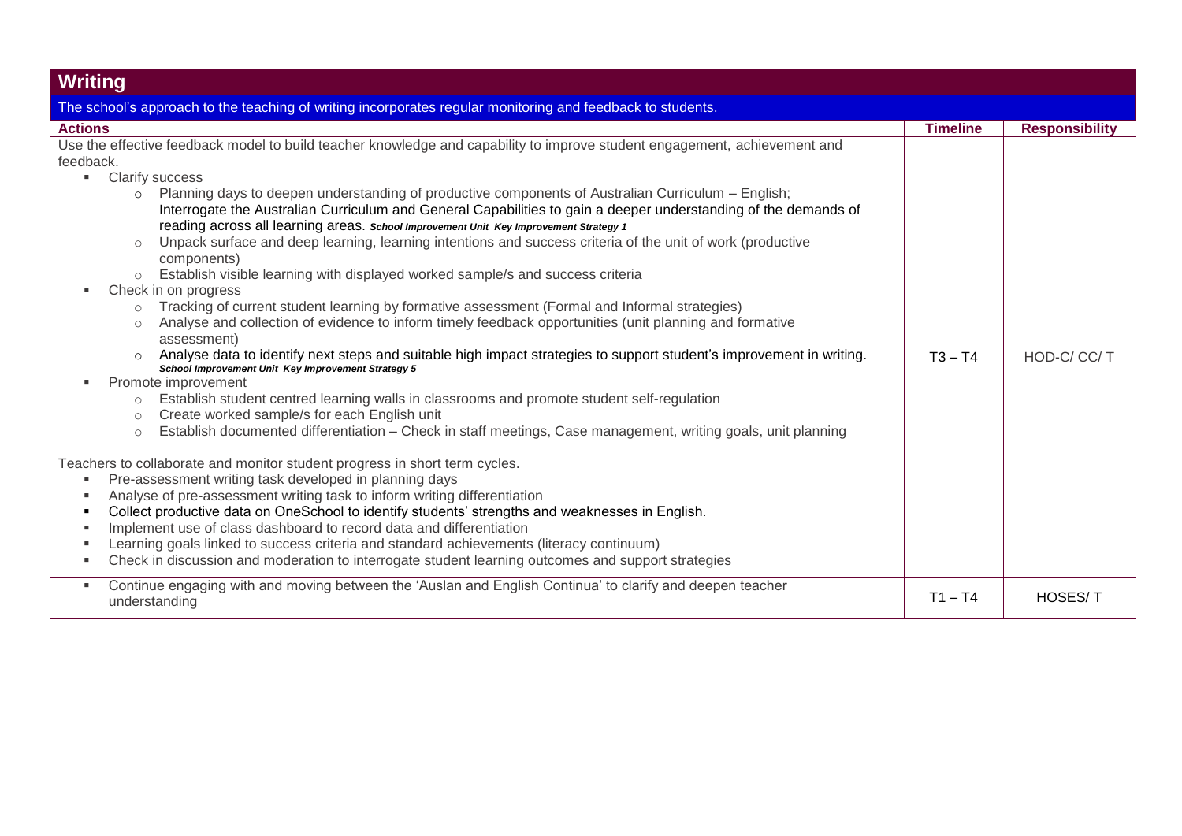## Writing

The school's approach to the teaching of writing incorporates regular monitoring and feedback to students.

| Actions | Timeline | Responsibility |
|---|---|---|
| Use the effective feedback model to build teacher knowledge and capability to improve student engagement, achievement and feedback.<br>▪ Clarify success<br>&nbsp;&nbsp;○ Planning days to deepen understanding of productive components of Australian Curriculum – English; Interrogate the Australian Curriculum and General Capabilities to gain a deeper understanding of the demands of reading across all learning areas. ***School Improvement Unit Key Improvement Strategy 1***<br>&nbsp;&nbsp;○ Unpack surface and deep learning, learning intentions and success criteria of the unit of work (productive components)<br>&nbsp;&nbsp;○ Establish visible learning with displayed worked sample/s and success criteria<br>▪ Check in on progress<br>&nbsp;&nbsp;○ Tracking of current student learning by formative assessment (Formal and Informal strategies)<br>&nbsp;&nbsp;○ Analyse and collection of evidence to inform timely feedback opportunities (unit planning and formative assessment)<br>&nbsp;&nbsp;○ Analyse data to identify next steps and suitable high impact strategies to support student's improvement in writing. ***School Improvement Unit Key Improvement Strategy 5***<br>▪ Promote improvement<br>&nbsp;&nbsp;○ Establish student centred learning walls in classrooms and promote student self-regulation<br>&nbsp;&nbsp;○ Create worked sample/s for each English unit<br>&nbsp;&nbsp;○ Establish documented differentiation – Check in staff meetings, Case management, writing goals, unit planning<br><br>Teachers to collaborate and monitor student progress in short term cycles.<br>▪ Pre-assessment writing task developed in planning days<br>▪ Analyse of pre-assessment writing task to inform writing differentiation<br>▪ Collect productive data on OneSchool to identify students' strengths and weaknesses in English.<br>▪ Implement use of class dashboard to record data and differentiation<br>▪ Learning goals linked to success criteria and standard achievements (literacy continuum)<br>▪ Check in discussion and moderation to interrogate student learning outcomes and support strategies | T3 – T4 | HOD-C/ CC/ T |
| ▪ Continue engaging with and moving between the 'Auslan and English Continua' to clarify and deepen teacher understanding | T1 – T4 | HOSES/ T |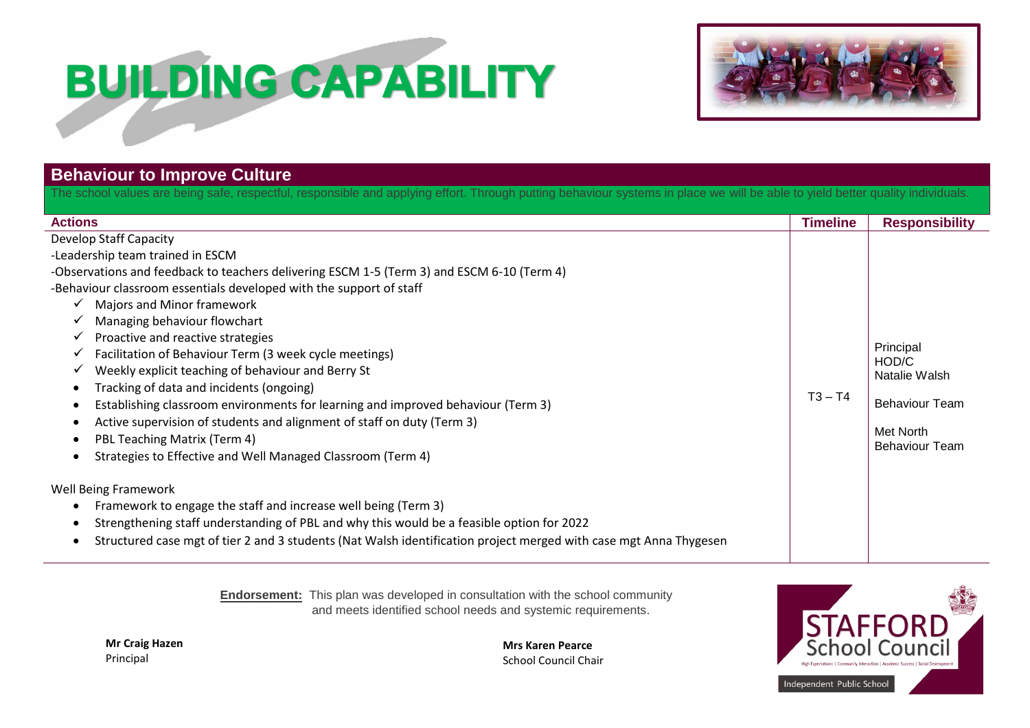# BUILDING CAPABILITY

## Behaviour to Improve Culture

The school values are being safe, respectful, responsible and applying effort. Through putting behaviour systems in place we will be able to yield better quality individuals.

| Actions | Timeline | Responsibility |
| --- | --- | --- |
| Develop Staff Capacity<br>-Leadership team trained in ESCM<br>-Observations and feedback to teachers delivering ESCM 1-5 (Term 3) and ESCM 6-10 (Term 4)<br>-Behaviour classroom essentials developed with the support of staff<br>✓ Majors and Minor framework<br>✓ Managing behaviour flowchart<br>✓ Proactive and reactive strategies<br>✓ Facilitation of Behaviour Term (3 week cycle meetings)<br>✓ Weekly explicit teaching of behaviour and Berry St<br>• Tracking of data and incidents (ongoing)<br>• Establishing classroom environments for learning and improved behaviour (Term 3)<br>• Active supervision of students and alignment of staff on duty (Term 3)<br>• PBL Teaching Matrix (Term 4)<br>• Strategies to Effective and Well Managed Classroom (Term 4)<br><br>Well Being Framework<br>• Framework to engage the staff and increase well being (Term 3)<br>• Strengthening staff understanding of PBL and why this would be a feasible option for 2022<br>• Structured case mgt of tier 2 and 3 students (Nat Walsh identification project merged with case mgt Anna Thygesen | T3 – T4 | Principal<br>HOD/C<br>Natalie Walsh<br><br>Behaviour Team<br><br>Met North Behaviour Team |

**Endorsement:** This plan was developed in consultation with the school community and meets identified school needs and systemic requirements.

**Mr Craig Hazen**
Principal

**Mrs Karen Pearce**
School Council Chair

STAFFORD School Council
High Expectations | Community Interaction | Academic Success | Social Development
Independent Public School